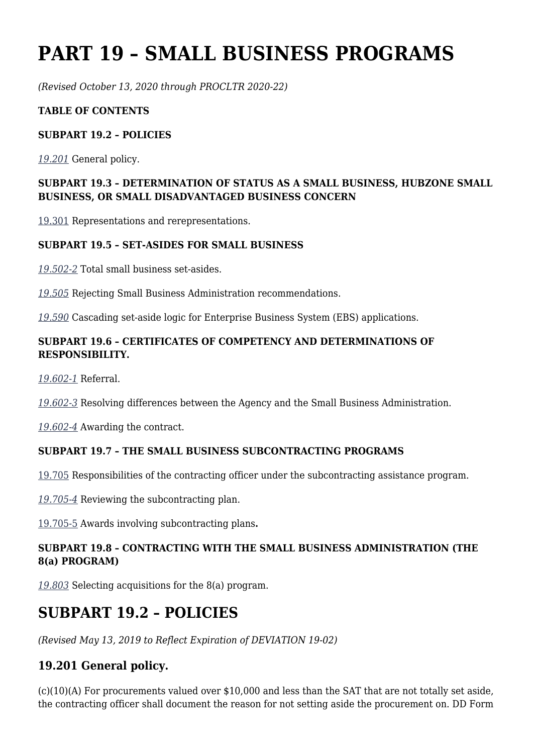# PART 19 – SMALL BUSINESS PROGRAMS

*(Revised October 13, 2020 through PROCLTR 2020-22)*

**TABLE OF CONTENTS**

**SUBPART 19.2 – POLICIES**

*19.201* General policy.

**SUBPART 19.3 – DETERMINATION OF STATUS AS A SMALL BUSINESS, HUBZONE SMALL BUSINESS, OR SMALL DISADVANTAGED BUSINESS CONCERN**

19.301 Representations and rerepresentations.

**SUBPART 19.5 – SET-ASIDES FOR SMALL BUSINESS**

*19.502-2* Total small business set-asides.

*19.505* Rejecting Small Business Administration recommendations.

*19.590* Cascading set-aside logic for Enterprise Business System (EBS) applications.

**SUBPART 19.6 – CERTIFICATES OF COMPETENCY AND DETERMINATIONS OF RESPONSIBILITY.**

*19.602-1* Referral.

*19.602-3* Resolving differences between the Agency and the Small Business Administration.

*19.602-4* Awarding the contract.

**SUBPART 19.7 – THE SMALL BUSINESS SUBCONTRACTING PROGRAMS**

19.705 Responsibilities of the contracting officer under the subcontracting assistance program.

*19.705-4* Reviewing the subcontracting plan.

19.705-5 Awards involving subcontracting plans**.**

**SUBPART 19.8 – CONTRACTING WITH THE SMALL BUSINESS ADMINISTRATION (THE 8(a) PROGRAM)**

*19.803* Selecting acquisitions for the 8(a) program.

## SUBPART 19.2 – POLICIES

*(Revised May 13, 2019 to Reflect Expiration of DEVIATION 19-02)*

### 19.201 General policy.

(c)(10)(A) For procurements valued over $10,000 and less than the SAT that are not totally set aside, the contracting officer shall document the reason for not setting aside the procurement on. DD Form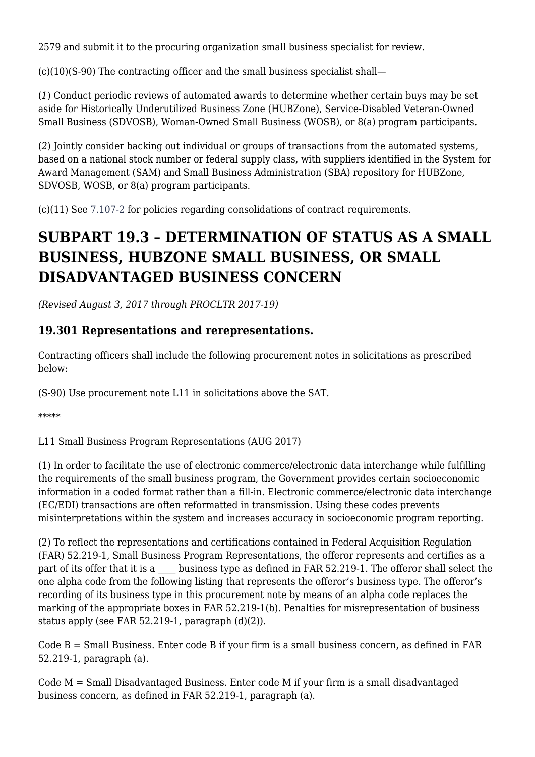2579 and submit it to the procuring organization small business specialist for review.

(c)(10)(S-90) The contracting officer and the small business specialist shall—

(*1*) Conduct periodic reviews of automated awards to determine whether certain buys may be set aside for Historically Underutilized Business Zone (HUBZone), Service-Disabled Veteran-Owned Small Business (SDVOSB), Woman-Owned Small Business (WOSB), or 8(a) program participants.

(*2*) Jointly consider backing out individual or groups of transactions from the automated systems, based on a national stock number or federal supply class, with suppliers identified in the System for Award Management (SAM) and Small Business Administration (SBA) repository for HUBZone, SDVOSB, WOSB, or 8(a) program participants.

(c)(11) See 7.107-2 for policies regarding consolidations of contract requirements.

# SUBPART 19.3 – DETERMINATION OF STATUS AS A SMALL BUSINESS, HUBZONE SMALL BUSINESS, OR SMALL DISADVANTAGED BUSINESS CONCERN

*(Revised August 3, 2017 through PROCLTR 2017-19)*

## 19.301 Representations and rerepresentations.

Contracting officers shall include the following procurement notes in solicitations as prescribed below:

(S-90) Use procurement note L11 in solicitations above the SAT.

*****

L11 Small Business Program Representations (AUG 2017)

(1) In order to facilitate the use of electronic commerce/electronic data interchange while fulfilling the requirements of the small business program, the Government provides certain socioeconomic information in a coded format rather than a fill-in. Electronic commerce/electronic data interchange (EC/EDI) transactions are often reformatted in transmission. Using these codes prevents misinterpretations within the system and increases accuracy in socioeconomic program reporting.

(2) To reflect the representations and certifications contained in Federal Acquisition Regulation (FAR) 52.219-1, Small Business Program Representations, the offeror represents and certifies as a part of its offer that it is a ____ business type as defined in FAR 52.219-1. The offeror shall select the one alpha code from the following listing that represents the offeror's business type. The offeror's recording of its business type in this procurement note by means of an alpha code replaces the marking of the appropriate boxes in FAR 52.219-1(b). Penalties for misrepresentation of business status apply (see FAR 52.219-1, paragraph (d)(2)).

Code B = Small Business. Enter code B if your firm is a small business concern, as defined in FAR 52.219-1, paragraph (a).

Code M = Small Disadvantaged Business. Enter code M if your firm is a small disadvantaged business concern, as defined in FAR 52.219-1, paragraph (a).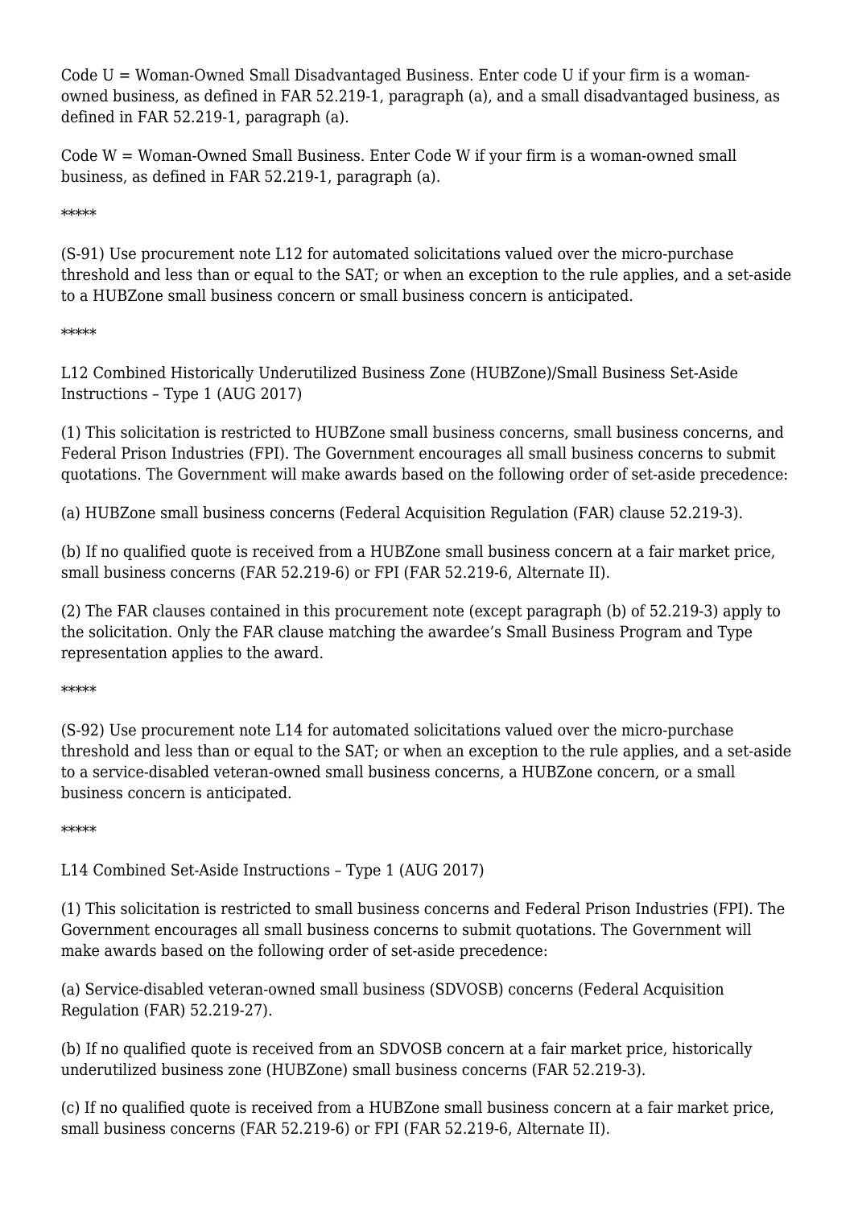Code U = Woman-Owned Small Disadvantaged Business. Enter code U if your firm is a woman-owned business, as defined in FAR 52.219-1, paragraph (a), and a small disadvantaged business, as defined in FAR 52.219-1, paragraph (a).

Code W = Woman-Owned Small Business. Enter Code W if your firm is a woman-owned small business, as defined in FAR 52.219-1, paragraph (a).

*****

(S-91) Use procurement note L12 for automated solicitations valued over the micro-purchase threshold and less than or equal to the SAT; or when an exception to the rule applies, and a set-aside to a HUBZone small business concern or small business concern is anticipated.

*****

L12 Combined Historically Underutilized Business Zone (HUBZone)/Small Business Set-Aside Instructions – Type 1 (AUG 2017)

(1) This solicitation is restricted to HUBZone small business concerns, small business concerns, and Federal Prison Industries (FPI). The Government encourages all small business concerns to submit quotations. The Government will make awards based on the following order of set-aside precedence:

(a) HUBZone small business concerns (Federal Acquisition Regulation (FAR) clause 52.219-3).

(b) If no qualified quote is received from a HUBZone small business concern at a fair market price, small business concerns (FAR 52.219-6) or FPI (FAR 52.219-6, Alternate II).

(2) The FAR clauses contained in this procurement note (except paragraph (b) of 52.219-3) apply to the solicitation. Only the FAR clause matching the awardee's Small Business Program and Type representation applies to the award.

*****

(S-92) Use procurement note L14 for automated solicitations valued over the micro-purchase threshold and less than or equal to the SAT; or when an exception to the rule applies, and a set-aside to a service-disabled veteran-owned small business concerns, a HUBZone concern, or a small business concern is anticipated.

*****

L14 Combined Set-Aside Instructions – Type 1 (AUG 2017)

(1) This solicitation is restricted to small business concerns and Federal Prison Industries (FPI). The Government encourages all small business concerns to submit quotations. The Government will make awards based on the following order of set-aside precedence:

(a) Service-disabled veteran-owned small business (SDVOSB) concerns (Federal Acquisition Regulation (FAR) 52.219-27).

(b) If no qualified quote is received from an SDVOSB concern at a fair market price, historically underutilized business zone (HUBZone) small business concerns (FAR 52.219-3).

(c) If no qualified quote is received from a HUBZone small business concern at a fair market price, small business concerns (FAR 52.219-6) or FPI (FAR 52.219-6, Alternate II).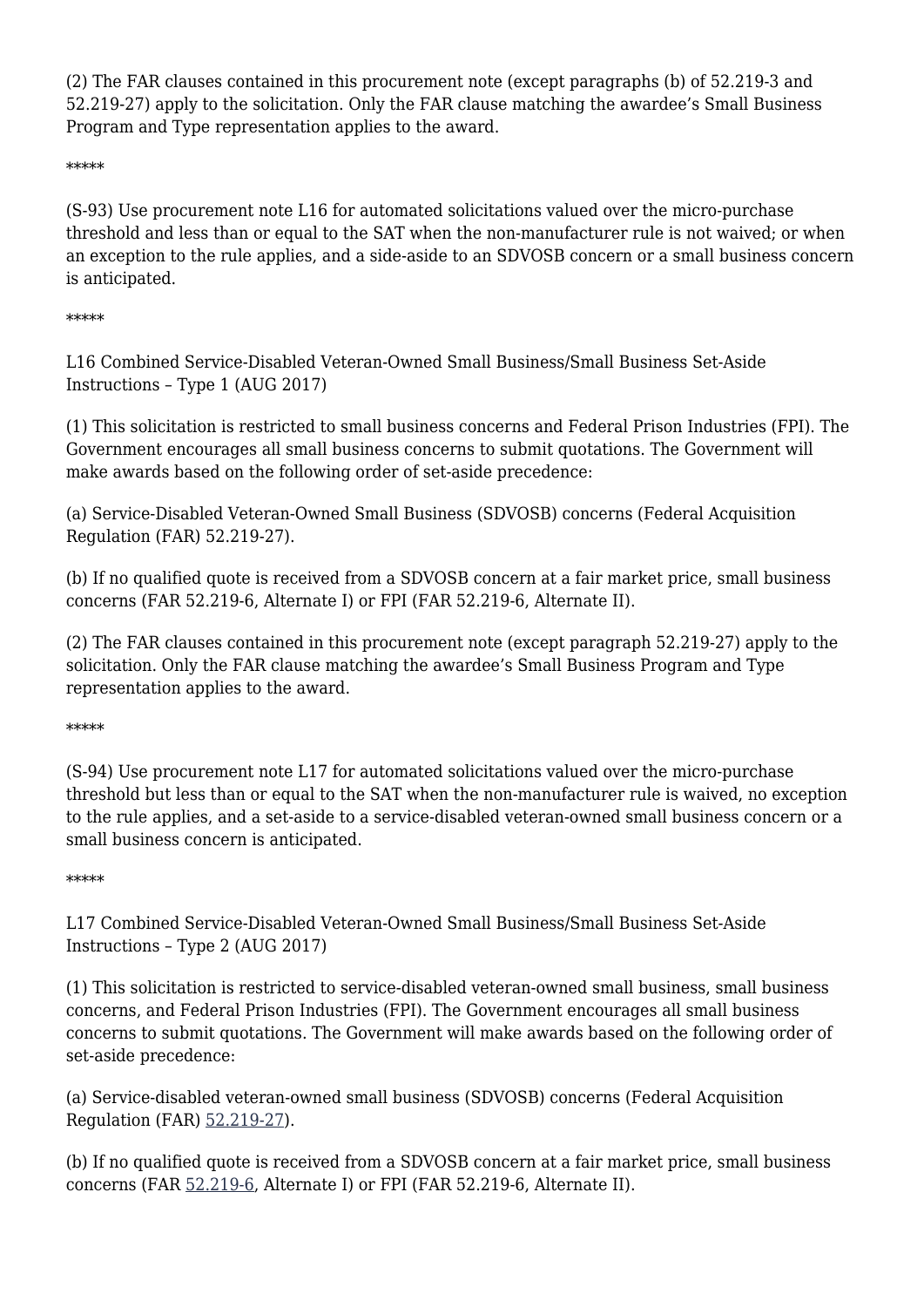(2) The FAR clauses contained in this procurement note (except paragraphs (b) of 52.219-3 and 52.219-27) apply to the solicitation. Only the FAR clause matching the awardee's Small Business Program and Type representation applies to the award.

*****

(S-93) Use procurement note L16 for automated solicitations valued over the micro-purchase threshold and less than or equal to the SAT when the non-manufacturer rule is not waived; or when an exception to the rule applies, and a side-aside to an SDVOSB concern or a small business concern is anticipated.

*****

L16 Combined Service-Disabled Veteran-Owned Small Business/Small Business Set-Aside Instructions – Type 1 (AUG 2017)

(1) This solicitation is restricted to small business concerns and Federal Prison Industries (FPI). The Government encourages all small business concerns to submit quotations. The Government will make awards based on the following order of set-aside precedence:

(a) Service-Disabled Veteran-Owned Small Business (SDVOSB) concerns (Federal Acquisition Regulation (FAR) 52.219-27).

(b) If no qualified quote is received from a SDVOSB concern at a fair market price, small business concerns (FAR 52.219-6, Alternate I) or FPI (FAR 52.219-6, Alternate II).

(2) The FAR clauses contained in this procurement note (except paragraph 52.219-27) apply to the solicitation. Only the FAR clause matching the awardee's Small Business Program and Type representation applies to the award.

*****

(S-94) Use procurement note L17 for automated solicitations valued over the micro-purchase threshold but less than or equal to the SAT when the non-manufacturer rule is waived, no exception to the rule applies, and a set-aside to a service-disabled veteran-owned small business concern or a small business concern is anticipated.

*****

L17 Combined Service-Disabled Veteran-Owned Small Business/Small Business Set-Aside Instructions – Type 2 (AUG 2017)

(1) This solicitation is restricted to service-disabled veteran-owned small business, small business concerns, and Federal Prison Industries (FPI). The Government encourages all small business concerns to submit quotations. The Government will make awards based on the following order of set-aside precedence:

(a) Service-disabled veteran-owned small business (SDVOSB) concerns (Federal Acquisition Regulation (FAR) 52.219-27).

(b) If no qualified quote is received from a SDVOSB concern at a fair market price, small business concerns (FAR 52.219-6, Alternate I) or FPI (FAR 52.219-6, Alternate II).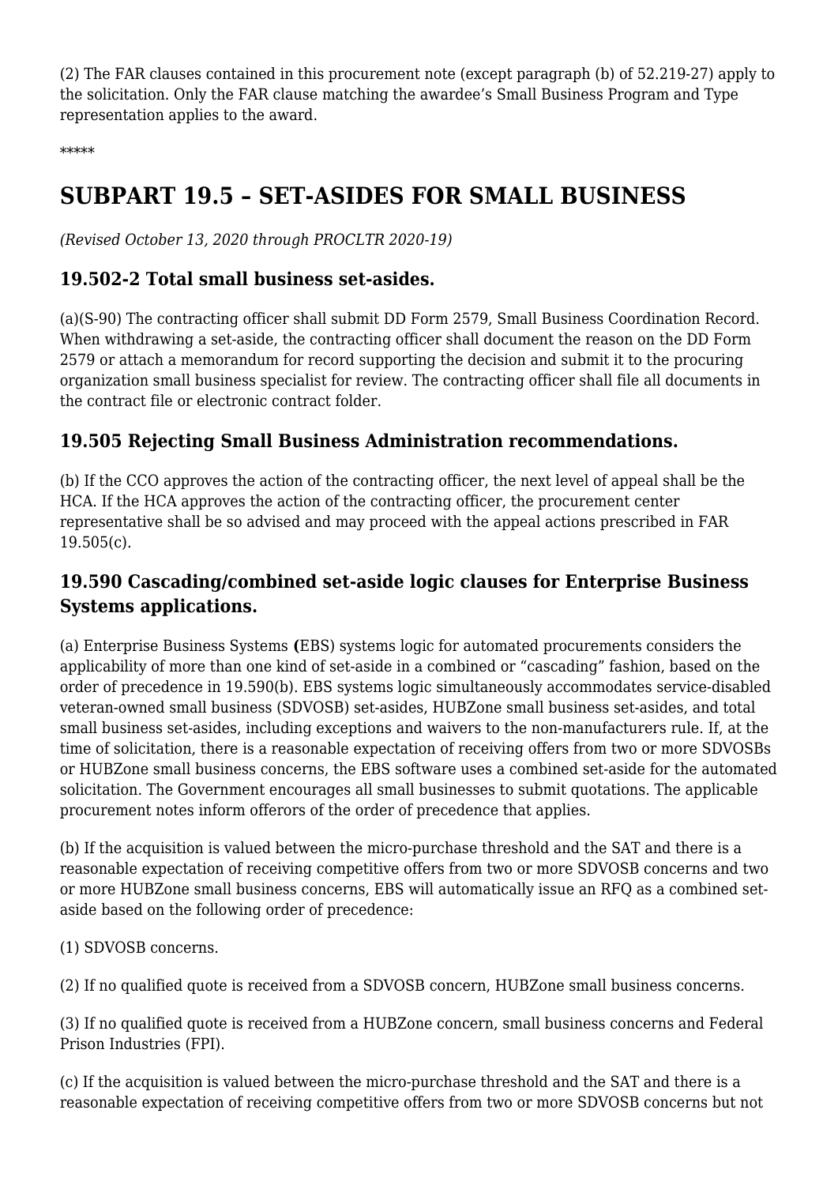(2) The FAR clauses contained in this procurement note (except paragraph (b) of 52.219-27) apply to the solicitation. Only the FAR clause matching the awardee's Small Business Program and Type representation applies to the award.

*****

# SUBPART 19.5 – SET-ASIDES FOR SMALL BUSINESS

*(Revised October 13, 2020 through PROCLTR 2020-19)*

## 19.502-2 Total small business set-asides.

(a)(S-90) The contracting officer shall submit DD Form 2579, Small Business Coordination Record. When withdrawing a set-aside, the contracting officer shall document the reason on the DD Form 2579 or attach a memorandum for record supporting the decision and submit it to the procuring organization small business specialist for review. The contracting officer shall file all documents in the contract file or electronic contract folder.

## 19.505 Rejecting Small Business Administration recommendations.

(b) If the CCO approves the action of the contracting officer, the next level of appeal shall be the HCA. If the HCA approves the action of the contracting officer, the procurement center representative shall be so advised and may proceed with the appeal actions prescribed in FAR 19.505(c).

## 19.590 Cascading/combined set-aside logic clauses for Enterprise Business Systems applications.

(a) Enterprise Business Systems **(**EBS) systems logic for automated procurements considers the applicability of more than one kind of set-aside in a combined or "cascading" fashion, based on the order of precedence in 19.590(b). EBS systems logic simultaneously accommodates service-disabled veteran-owned small business (SDVOSB) set-asides, HUBZone small business set-asides, and total small business set-asides, including exceptions and waivers to the non-manufacturers rule. If, at the time of solicitation, there is a reasonable expectation of receiving offers from two or more SDVOSBs or HUBZone small business concerns, the EBS software uses a combined set-aside for the automated solicitation. The Government encourages all small businesses to submit quotations. The applicable procurement notes inform offerors of the order of precedence that applies.

(b) If the acquisition is valued between the micro-purchase threshold and the SAT and there is a reasonable expectation of receiving competitive offers from two or more SDVOSB concerns and two or more HUBZone small business concerns, EBS will automatically issue an RFQ as a combined set-aside based on the following order of precedence:

(1) SDVOSB concerns.

(2) If no qualified quote is received from a SDVOSB concern, HUBZone small business concerns.

(3) If no qualified quote is received from a HUBZone concern, small business concerns and Federal Prison Industries (FPI).

(c) If the acquisition is valued between the micro-purchase threshold and the SAT and there is a reasonable expectation of receiving competitive offers from two or more SDVOSB concerns but not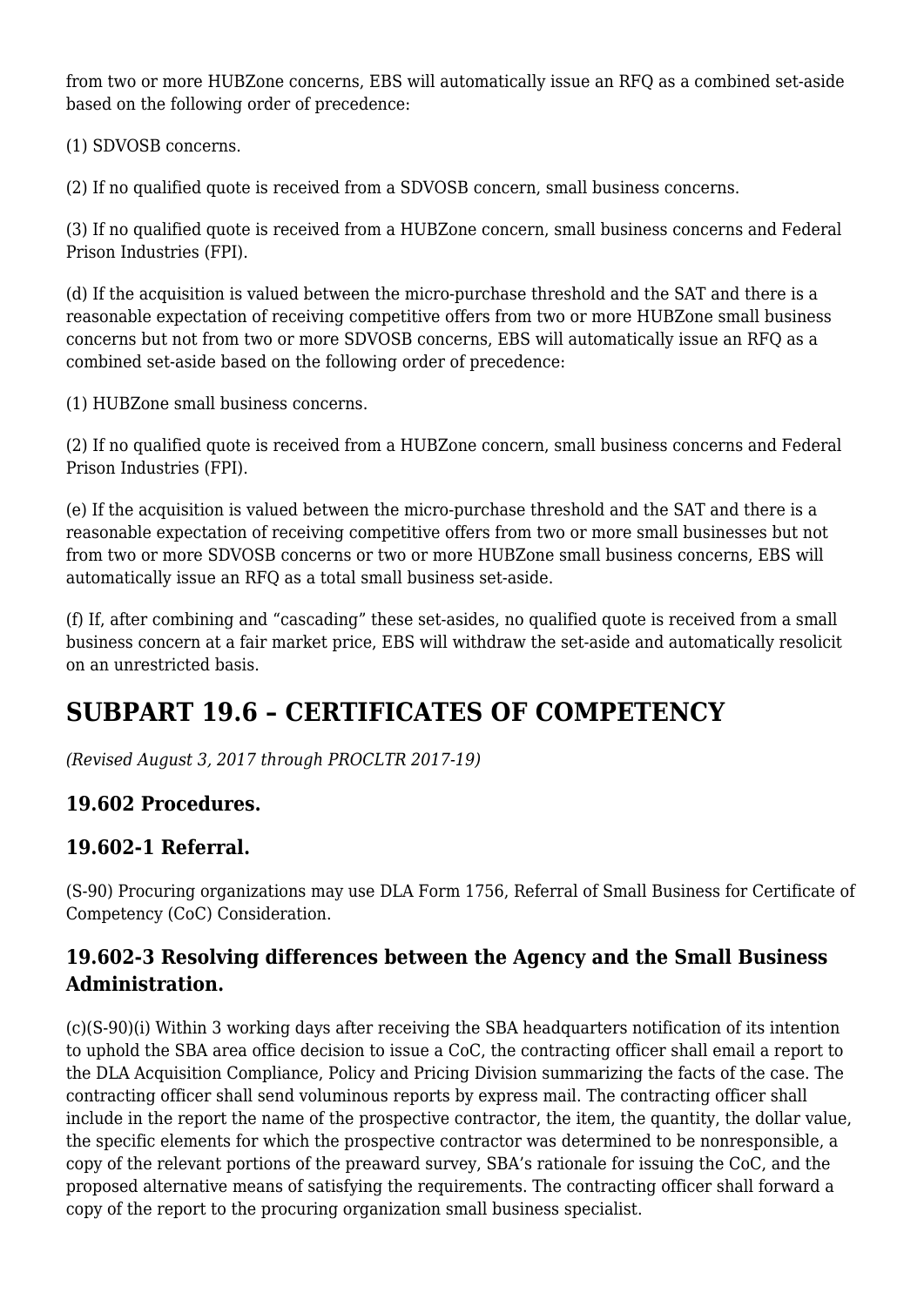from two or more HUBZone concerns, EBS will automatically issue an RFQ as a combined set-aside based on the following order of precedence:

(1) SDVOSB concerns.

(2) If no qualified quote is received from a SDVOSB concern, small business concerns.

(3) If no qualified quote is received from a HUBZone concern, small business concerns and Federal Prison Industries (FPI).

(d) If the acquisition is valued between the micro-purchase threshold and the SAT and there is a reasonable expectation of receiving competitive offers from two or more HUBZone small business concerns but not from two or more SDVOSB concerns, EBS will automatically issue an RFQ as a combined set-aside based on the following order of precedence:

(1) HUBZone small business concerns.

(2) If no qualified quote is received from a HUBZone concern, small business concerns and Federal Prison Industries (FPI).

(e) If the acquisition is valued between the micro-purchase threshold and the SAT and there is a reasonable expectation of receiving competitive offers from two or more small businesses but not from two or more SDVOSB concerns or two or more HUBZone small business concerns, EBS will automatically issue an RFQ as a total small business set-aside.

(f) If, after combining and "cascading" these set-asides, no qualified quote is received from a small business concern at a fair market price, EBS will withdraw the set-aside and automatically resolicit on an unrestricted basis.

# SUBPART 19.6 – CERTIFICATES OF COMPETENCY

*(Revised August 3, 2017 through PROCLTR 2017-19)*

### 19.602 Procedures.

### 19.602-1 Referral.

(S-90) Procuring organizations may use DLA Form 1756, Referral of Small Business for Certificate of Competency (CoC) Consideration.

### 19.602-3 Resolving differences between the Agency and the Small Business Administration.

(c)(S-90)(i) Within 3 working days after receiving the SBA headquarters notification of its intention to uphold the SBA area office decision to issue a CoC, the contracting officer shall email a report to the DLA Acquisition Compliance, Policy and Pricing Division summarizing the facts of the case. The contracting officer shall send voluminous reports by express mail. The contracting officer shall include in the report the name of the prospective contractor, the item, the quantity, the dollar value, the specific elements for which the prospective contractor was determined to be nonresponsible, a copy of the relevant portions of the preaward survey, SBA's rationale for issuing the CoC, and the proposed alternative means of satisfying the requirements. The contracting officer shall forward a copy of the report to the procuring organization small business specialist.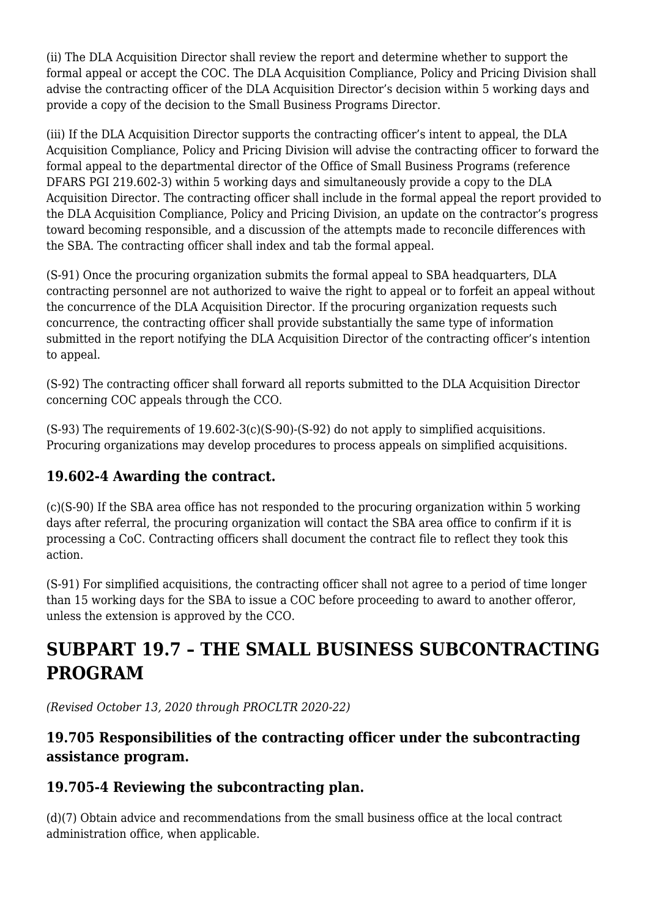(ii) The DLA Acquisition Director shall review the report and determine whether to support the formal appeal or accept the COC. The DLA Acquisition Compliance, Policy and Pricing Division shall advise the contracting officer of the DLA Acquisition Director's decision within 5 working days and provide a copy of the decision to the Small Business Programs Director.

(iii) If the DLA Acquisition Director supports the contracting officer's intent to appeal, the DLA Acquisition Compliance, Policy and Pricing Division will advise the contracting officer to forward the formal appeal to the departmental director of the Office of Small Business Programs (reference DFARS PGI 219.602-3) within 5 working days and simultaneously provide a copy to the DLA Acquisition Director. The contracting officer shall include in the formal appeal the report provided to the DLA Acquisition Compliance, Policy and Pricing Division, an update on the contractor's progress toward becoming responsible, and a discussion of the attempts made to reconcile differences with the SBA. The contracting officer shall index and tab the formal appeal.

(S-91) Once the procuring organization submits the formal appeal to SBA headquarters, DLA contracting personnel are not authorized to waive the right to appeal or to forfeit an appeal without the concurrence of the DLA Acquisition Director. If the procuring organization requests such concurrence, the contracting officer shall provide substantially the same type of information submitted in the report notifying the DLA Acquisition Director of the contracting officer's intention to appeal.

(S-92) The contracting officer shall forward all reports submitted to the DLA Acquisition Director concerning COC appeals through the CCO.

(S-93) The requirements of 19.602-3(c)(S-90)-(S-92) do not apply to simplified acquisitions. Procuring organizations may develop procedures to process appeals on simplified acquisitions.

### 19.602-4 Awarding the contract.

(c)(S-90) If the SBA area office has not responded to the procuring organization within 5 working days after referral, the procuring organization will contact the SBA area office to confirm if it is processing a CoC. Contracting officers shall document the contract file to reflect they took this action.

(S-91) For simplified acquisitions, the contracting officer shall not agree to a period of time longer than 15 working days for the SBA to issue a COC before proceeding to award to another offeror, unless the extension is approved by the CCO.

## SUBPART 19.7 – THE SMALL BUSINESS SUBCONTRACTING PROGRAM

*(Revised October 13, 2020 through PROCLTR 2020-22)*

### 19.705 Responsibilities of the contracting officer under the subcontracting assistance program.

### 19.705-4 Reviewing the subcontracting plan.

(d)(7) Obtain advice and recommendations from the small business office at the local contract administration office, when applicable.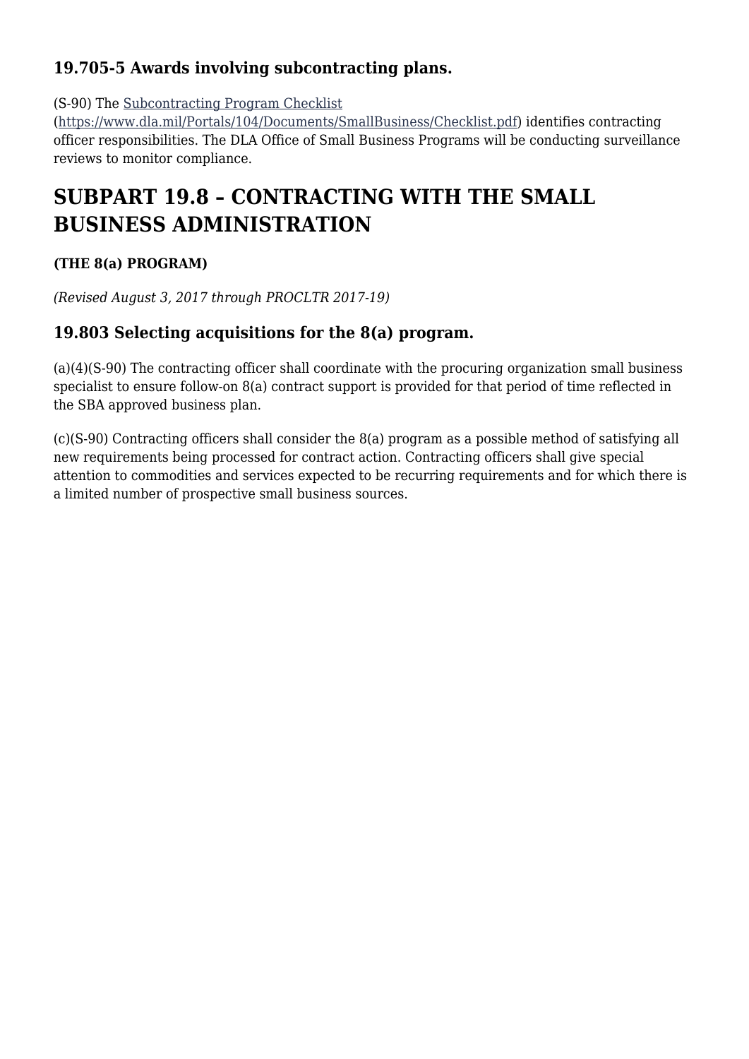### 19.705-5 Awards involving subcontracting plans.

(S-90) The [Subcontracting Program Checklist](https://www.dla.mil/Portals/104/Documents/SmallBusiness/Checklist.pdf) (https://www.dla.mil/Portals/104/Documents/SmallBusiness/Checklist.pdf) identifies contracting officer responsibilities. The DLA Office of Small Business Programs will be conducting surveillance reviews to monitor compliance.

## SUBPART 19.8 – CONTRACTING WITH THE SMALL BUSINESS ADMINISTRATION

**(THE 8(a) PROGRAM)**

*(Revised August 3, 2017 through PROCLTR 2017-19)*

### 19.803 Selecting acquisitions for the 8(a) program.

(a)(4)(S-90) The contracting officer shall coordinate with the procuring organization small business specialist to ensure follow-on 8(a) contract support is provided for that period of time reflected in the SBA approved business plan.

(c)(S-90) Contracting officers shall consider the 8(a) program as a possible method of satisfying all new requirements being processed for contract action. Contracting officers shall give special attention to commodities and services expected to be recurring requirements and for which there is a limited number of prospective small business sources.